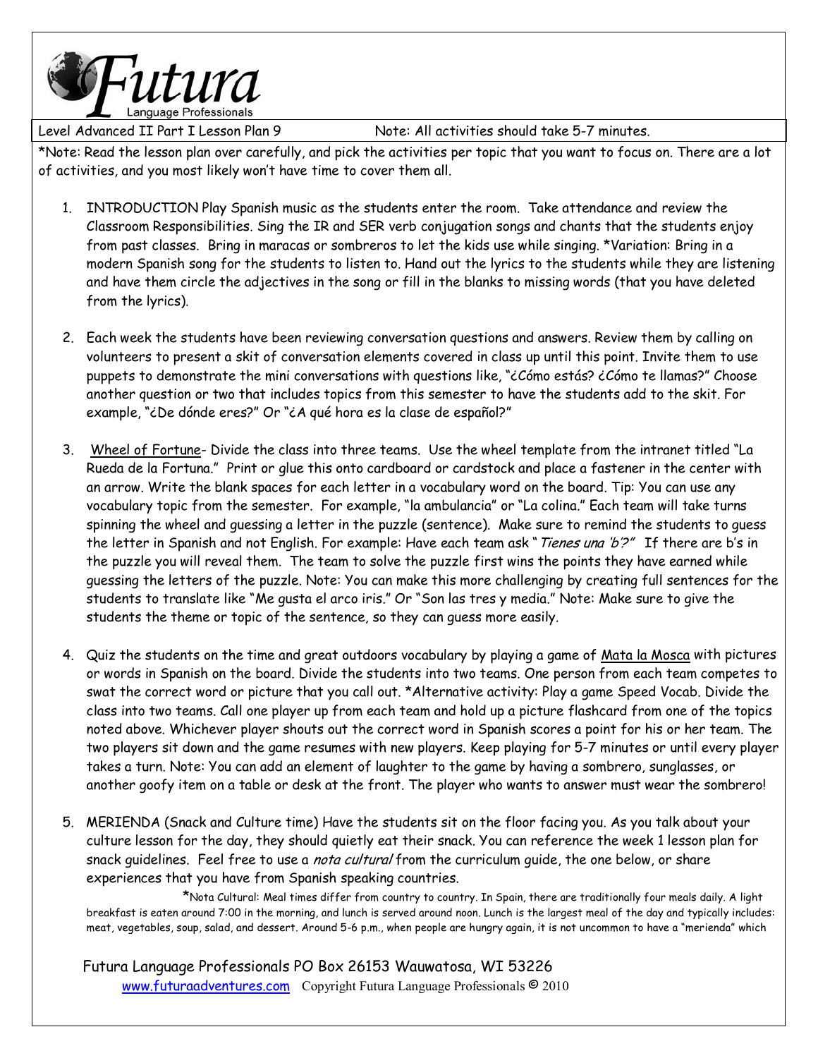# Futura Language Professionals

Level Advanced II Part I Lesson Plan 9 | Note: All activities should take 5-7 minutes.

*Note: Read the lesson plan over carefully, and pick the activities per topic that you want to focus on. There are a lot of activities, and you most likely won't have time to cover them all.

1. INTRODUCTION Play Spanish music as the students enter the room. Take attendance and review the Classroom Responsibilities. Sing the IR and SER verb conjugation songs and chants that the students enjoy from past classes. Bring in maracas or sombreros to let the kids use while singing. *Variation: Bring in a modern Spanish song for the students to listen to. Hand out the lyrics to the students while they are listening and have them circle the adjectives in the song or fill in the blanks to missing words (that you have deleted from the lyrics).

2. Each week the students have been reviewing conversation questions and answers. Review them by calling on volunteers to present a skit of conversation elements covered in class up until this point. Invite them to use puppets to demonstrate the mini conversations with questions like, "¿Cómo estás? ¿Cómo te llamas?" Choose another question or two that includes topics from this semester to have the students add to the skit. For example, "¿De dónde eres?" Or "¿A qué hora es la clase de español?"

3. Wheel of Fortune- Divide the class into three teams. Use the wheel template from the intranet titled "La Rueda de la Fortuna." Print or glue this onto cardboard or cardstock and place a fastener in the center with an arrow. Write the blank spaces for each letter in a vocabulary word on the board. Tip: You can use any vocabulary topic from the semester. For example, "la ambulancia" or "La colina." Each team will take turns spinning the wheel and guessing a letter in the puzzle (sentence). Make sure to remind the students to guess the letter in Spanish and not English. For example: Have each team ask "*Tienes una 'b'?*" If there are b's in the puzzle you will reveal them. The team to solve the puzzle first wins the points they have earned while guessing the letters of the puzzle. Note: You can make this more challenging by creating full sentences for the students to translate like "Me gusta el arco iris." Or "Son las tres y media." Note: Make sure to give the students the theme or topic of the sentence, so they can guess more easily.

4. Quiz the students on the time and great outdoors vocabulary by playing a game of Mata la Mosca with pictures or words in Spanish on the board. Divide the students into two teams. One person from each team competes to swat the correct word or picture that you call out. *Alternative activity: Play a game Speed Vocab. Divide the class into two teams. Call one player up from each team and hold up a picture flashcard from one of the topics noted above. Whichever player shouts out the correct word in Spanish scores a point for his or her team. The two players sit down and the game resumes with new players. Keep playing for 5-7 minutes or until every player takes a turn. Note: You can add an element of laughter to the game by having a sombrero, sunglasses, or another goofy item on a table or desk at the front. The player who wants to answer must wear the sombrero!

5. MERIENDA (Snack and Culture time) Have the students sit on the floor facing you. As you talk about your culture lesson for the day, they should quietly eat their snack. You can reference the week 1 lesson plan for snack guidelines. Feel free to use a *nota cultural* from the curriculum guide, the one below, or share experiences that you have from Spanish speaking countries.

   *Nota Cultural: Meal times differ from country to country. In Spain, there are traditionally four meals daily. A light breakfast is eaten around 7:00 in the morning, and lunch is served around noon. Lunch is the largest meal of the day and typically includes: meat, vegetables, soup, salad, and dessert. Around 5-6 p.m., when people are hungry again, it is not uncommon to have a "merienda" which

Futura Language Professionals PO Box 26153 Wauwatosa, WI 53226
www.futuraadventures.com Copyright Futura Language Professionals © 2010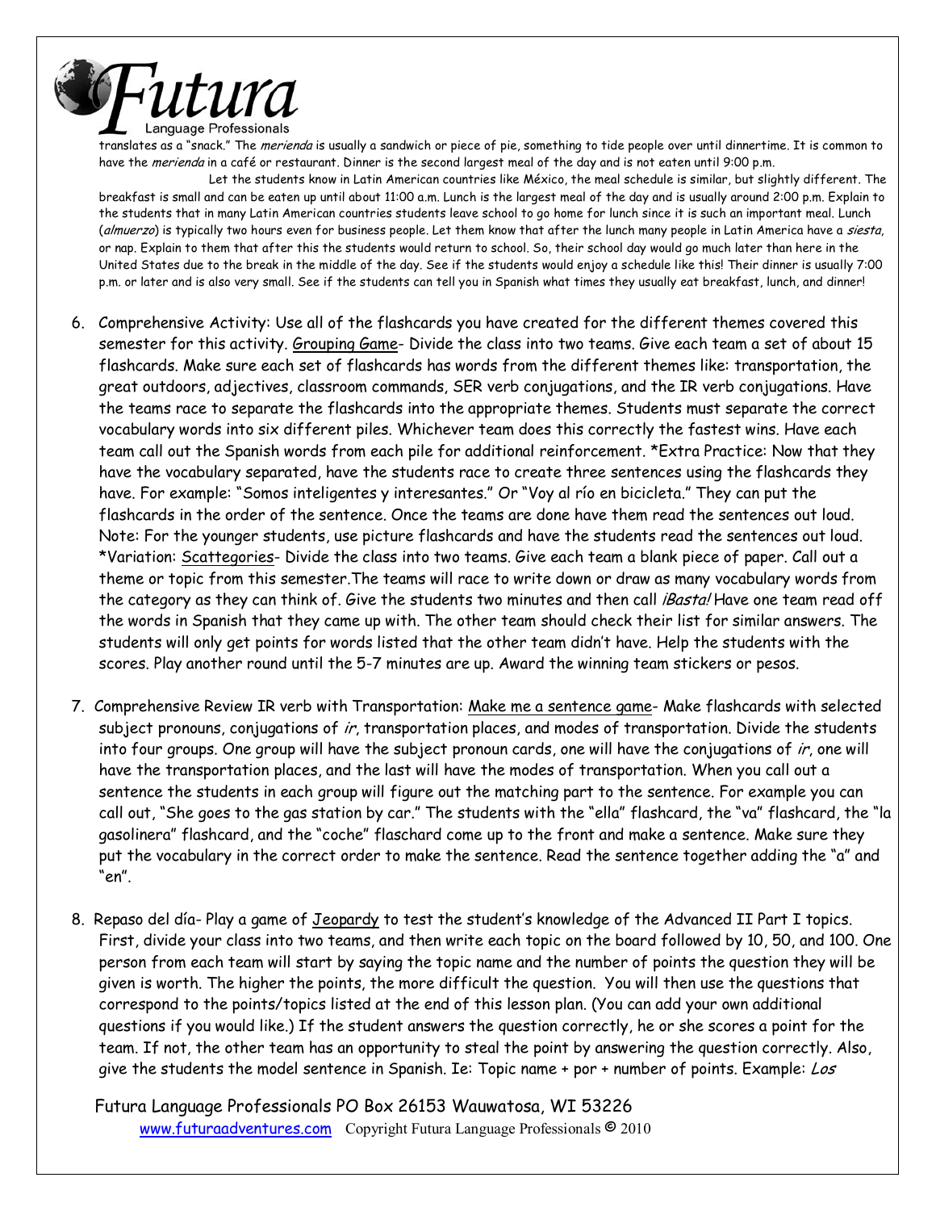translates as a "snack." The *merienda* is usually a sandwich or piece of pie, something to tide people over until dinnertime. It is common to have the *merienda* in a café or restaurant. Dinner is the second largest meal of the day and is not eaten until 9:00 p.m.

Let the students know in Latin American countries like México, the meal schedule is similar, but slightly different. The breakfast is small and can be eaten up until about 11:00 a.m. Lunch is the largest meal of the day and is usually around 2:00 p.m. Explain to the students that in many Latin American countries students leave school to go home for lunch since it is such an important meal. Lunch (*almuerzo*) is typically two hours even for business people. Let them know that after the lunch many people in Latin America have a *siesta*, or nap. Explain to them that after this the students would return to school. So, their school day would go much later than here in the United States due to the break in the middle of the day. See if the students would enjoy a schedule like this! Their dinner is usually 7:00 p.m. or later and is also very small. See if the students can tell you in Spanish what times they usually eat breakfast, lunch, and dinner!

6. Comprehensive Activity: Use all of the flashcards you have created for the different themes covered this semester for this activity. Grouping Game- Divide the class into two teams. Give each team a set of about 15 flashcards. Make sure each set of flashcards has words from the different themes like: transportation, the great outdoors, adjectives, classroom commands, SER verb conjugations, and the IR verb conjugations. Have the teams race to separate the flashcards into the appropriate themes. Students must separate the correct vocabulary words into six different piles. Whichever team does this correctly the fastest wins. Have each team call out the Spanish words from each pile for additional reinforcement. *Extra Practice: Now that they have the vocabulary separated, have the students race to create three sentences using the flashcards they have. For example: "Somos inteligentes y interesantes." Or "Voy al río en bicicleta." They can put the flashcards in the order of the sentence. Once the teams are done have them read the sentences out loud. Note: For the younger students, use picture flashcards and have the students read the sentences out loud. *Variation: Scattegories- Divide the class into two teams. Give each team a blank piece of paper. Call out a theme or topic from this semester.The teams will race to write down or draw as many vocabulary words from the category as they can think of. Give the students two minutes and then call *¡Basta!* Have one team read off the words in Spanish that they came up with. The other team should check their list for similar answers. The students will only get points for words listed that the other team didn't have. Help the students with the scores. Play another round until the 5-7 minutes are up. Award the winning team stickers or pesos.

7. Comprehensive Review IR verb with Transportation: Make me a sentence game- Make flashcards with selected subject pronouns, conjugations of *ir*, transportation places, and modes of transportation. Divide the students into four groups. One group will have the subject pronoun cards, one will have the conjugations of *ir*, one will have the transportation places, and the last will have the modes of transportation. When you call out a sentence the students in each group will figure out the matching part to the sentence. For example you can call out, "She goes to the gas station by car." The students with the "ella" flashcard, the "va" flashcard, the "la gasolinera" flashcard, and the "coche" flaschard come up to the front and make a sentence. Make sure they put the vocabulary in the correct order to make the sentence. Read the sentence together adding the "a" and "en".

8. Repaso del día- Play a game of Jeopardy to test the student's knowledge of the Advanced II Part I topics. First, divide your class into two teams, and then write each topic on the board followed by 10, 50, and 100. One person from each team will start by saying the topic name and the number of points the question they will be given is worth. The higher the points, the more difficult the question. You will then use the questions that correspond to the points/topics listed at the end of this lesson plan. (You can add your own additional questions if you would like.) If the student answers the question correctly, he or she scores a point for the team. If not, the other team has an opportunity to steal the point by answering the question correctly. Also, give the students the model sentence in Spanish. Ie: Topic name + por + number of points. Example: *Los*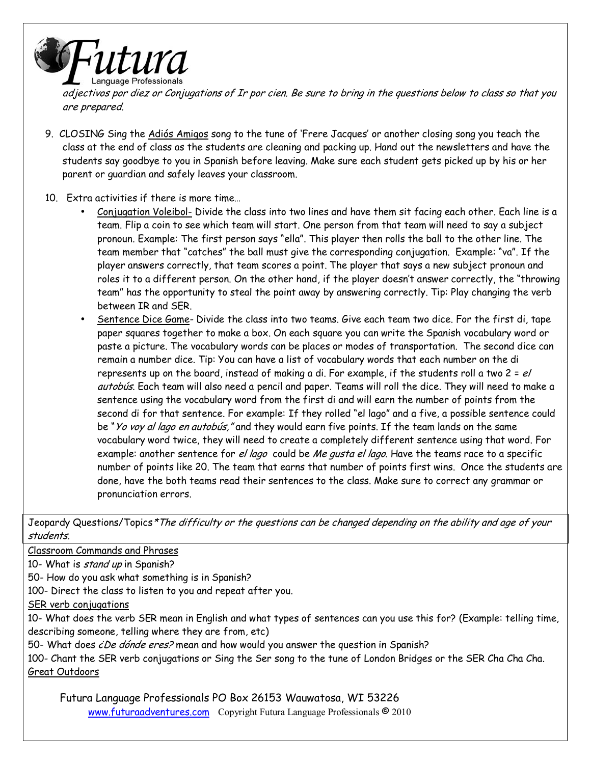*adjectivos por diez or Conjugations of Ir por cien. Be sure to bring in the questions below to class so that you are prepared.*

9. CLOSING Sing the <u>Adiós Amigos</u> song to the tune of 'Frere Jacques' or another closing song you teach the class at the end of class as the students are cleaning and packing up. Hand out the newsletters and have the students say goodbye to you in Spanish before leaving. Make sure each student gets picked up by his or her parent or guardian and safely leaves your classroom.

10. Extra activities if there is more time…
    - <u>Conjugation Voleibol-</u> Divide the class into two lines and have them sit facing each other. Each line is a team. Flip a coin to see which team will start. One person from that team will need to say a subject pronoun. Example: The first person says "ella". This player then rolls the ball to the other line. The team member that "catches" the ball must give the corresponding conjugation. Example: "va". If the player answers correctly, that team scores a point. The player that says a new subject pronoun and roles it to a different person. On the other hand, if the player doesn't answer correctly, the "throwing team" has the opportunity to steal the point away by answering correctly. Tip: Play changing the verb between IR and SER.
    - <u>Sentence Dice Game</u>- Divide the class into two teams. Give each team two dice. For the first di, tape paper squares together to make a box. On each square you can write the Spanish vocabulary word or paste a picture. The vocabulary words can be places or modes of transportation. The second dice can remain a number dice. Tip: You can have a list of vocabulary words that each number on the di represents up on the board, instead of making a di. For example, if the students roll a two 2 = *el autobús*. Each team will also need a pencil and paper. Teams will roll the dice. They will need to make a sentence using the vocabulary word from the first di and will earn the number of points from the second di for that sentence. For example: If they rolled "el lago" and a five, a possible sentence could be "*Yo voy al lago en autobús,"* and they would earn five points. If the team lands on the same vocabulary word twice, they will need to create a completely different sentence using that word. For example: another sentence for *el lago* could be *Me gusta el lago*. Have the teams race to a specific number of points like 20. The team that earns that number of points first wins. Once the students are done, have the both teams read their sentences to the class. Make sure to correct any grammar or pronunciation errors.

Jeopardy Questions/Topics *\*The difficulty or the questions can be changed depending on the ability and age of your students.*

<u>Classroom Commands and Phrases</u>

10- What is *stand up* in Spanish?

50- How do you ask what something is in Spanish?

100- Direct the class to listen to you and repeat after you.

<u>SER verb conjugations</u>

10- What does the verb SER mean in English and what types of sentences can you use this for? (Example: telling time, describing someone, telling where they are from, etc)

50- What does *¿De dónde eres?* mean and how would you answer the question in Spanish?

100- Chant the SER verb conjugations or Sing the Ser song to the tune of London Bridges or the SER Cha Cha Cha.

<u>Great Outdoors</u>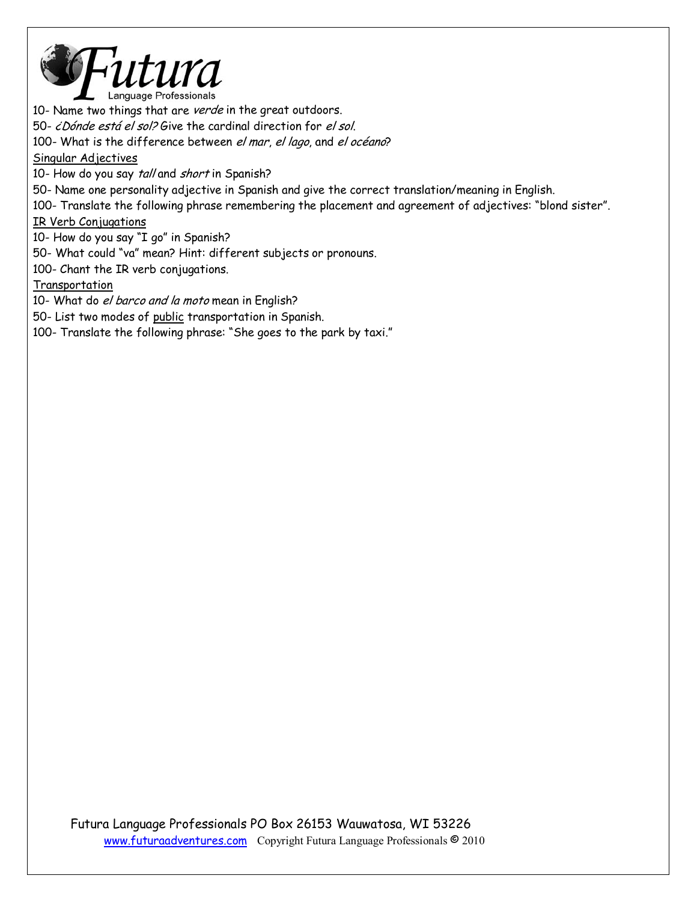10- Name two things that are *verde* in the great outdoors.

50- *¿Dónde está el sol?* Give the cardinal direction for *el sol*.

100- What is the difference between *el mar*, *el lago*, and *el océano*?

<u>Singular Adjectives</u>

10- How do you say *tall* and *short* in Spanish?

50- Name one personality adjective in Spanish and give the correct translation/meaning in English.

100- Translate the following phrase remembering the placement and agreement of adjectives: "blond sister".

<u>IR Verb Conjugations</u>

10- How do you say "I go" in Spanish?

50- What could "va" mean? Hint: different subjects or pronouns.

100- Chant the IR verb conjugations.

<u>Transportation</u>

10- What do *el barco and la moto* mean in English?

50- List two modes of <u>public</u> transportation in Spanish.

100- Translate the following phrase: "She goes to the park by taxi."